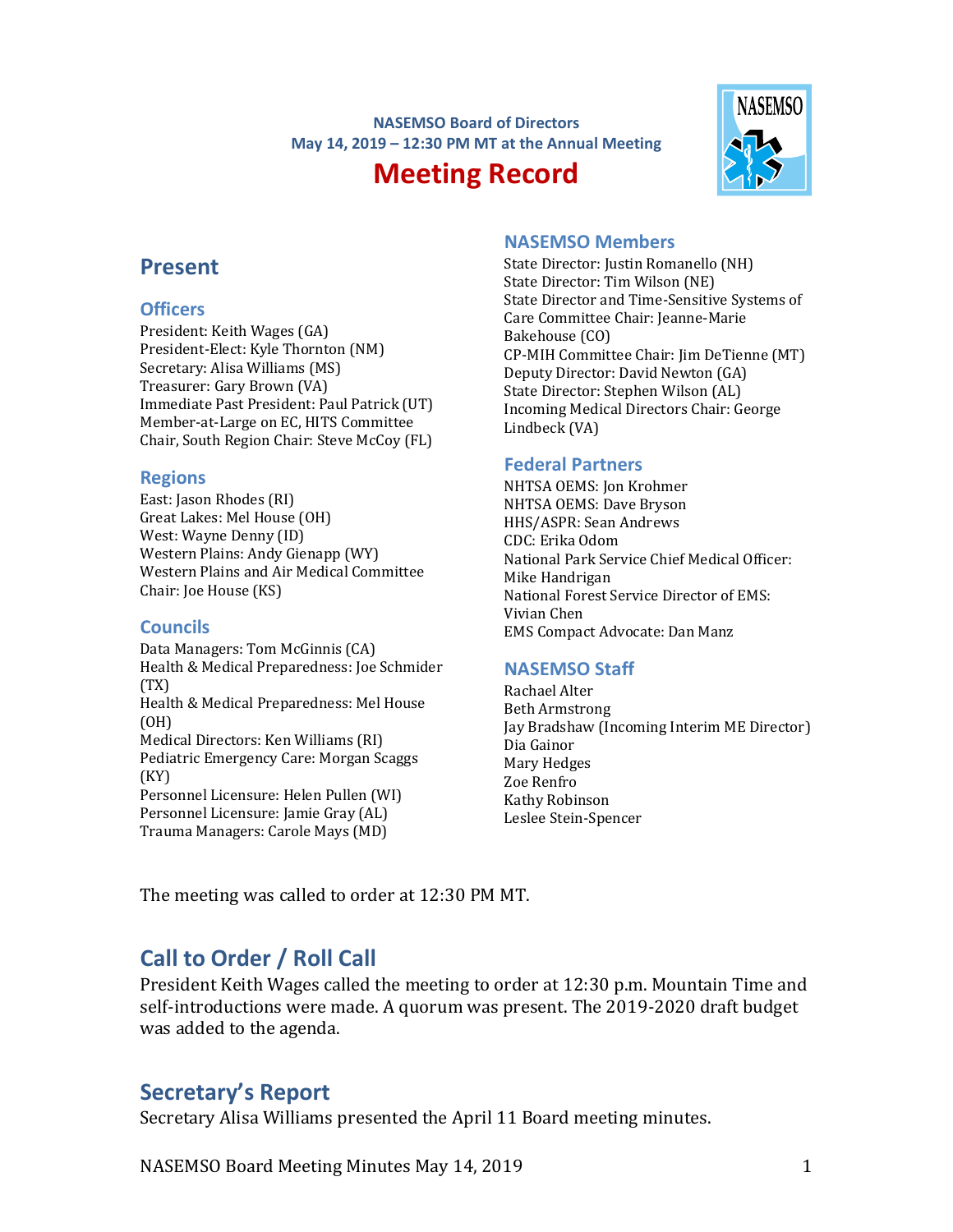**NASEMSO Board of Directors**
**May 14, 2019 – 12:30 PM MT at the Annual Meeting**

# Meeting Record

## Present

### Officers

President: Keith Wages (GA)
President-Elect: Kyle Thornton (NM)
Secretary: Alisa Williams (MS)
Treasurer: Gary Brown (VA)
Immediate Past President: Paul Patrick (UT)
Member-at-Large on EC, HITS Committee Chair, South Region Chair: Steve McCoy (FL)

### Regions

East: Jason Rhodes (RI)
Great Lakes: Mel House (OH)
West: Wayne Denny (ID)
Western Plains: Andy Gienapp (WY)
Western Plains and Air Medical Committee Chair: Joe House (KS)

### Councils

Data Managers: Tom McGinnis (CA)
Health & Medical Preparedness: Joe Schmider (TX)
Health & Medical Preparedness: Mel House (OH)
Medical Directors: Ken Williams (RI)
Pediatric Emergency Care: Morgan Scaggs (KY)
Personnel Licensure: Helen Pullen (WI)
Personnel Licensure: Jamie Gray (AL)
Trauma Managers: Carole Mays (MD)

### NASEMSO Members

State Director: Justin Romanello (NH)
State Director: Tim Wilson (NE)
State Director and Time-Sensitive Systems of Care Committee Chair: Jeanne-Marie Bakehouse (CO)
CP-MIH Committee Chair: Jim DeTienne (MT)
Deputy Director: David Newton (GA)
State Director: Stephen Wilson (AL)
Incoming Medical Directors Chair: George Lindbeck (VA)

### Federal Partners

NHTSA OEMS: Jon Krohmer
NHTSA OEMS: Dave Bryson
HHS/ASPR: Sean Andrews
CDC: Erika Odom
National Park Service Chief Medical Officer: Mike Handrigan
National Forest Service Director of EMS: Vivian Chen
EMS Compact Advocate: Dan Manz

### NASEMSO Staff

Rachael Alter
Beth Armstrong
Jay Bradshaw (Incoming Interim ME Director)
Dia Gainor
Mary Hedges
Zoe Renfro
Kathy Robinson
Leslee Stein-Spencer

The meeting was called to order at 12:30 PM MT.

## Call to Order / Roll Call

President Keith Wages called the meeting to order at 12:30 p.m. Mountain Time and self-introductions were made. A quorum was present. The 2019-2020 draft budget was added to the agenda.

## Secretary's Report

Secretary Alisa Williams presented the April 11 Board meeting minutes.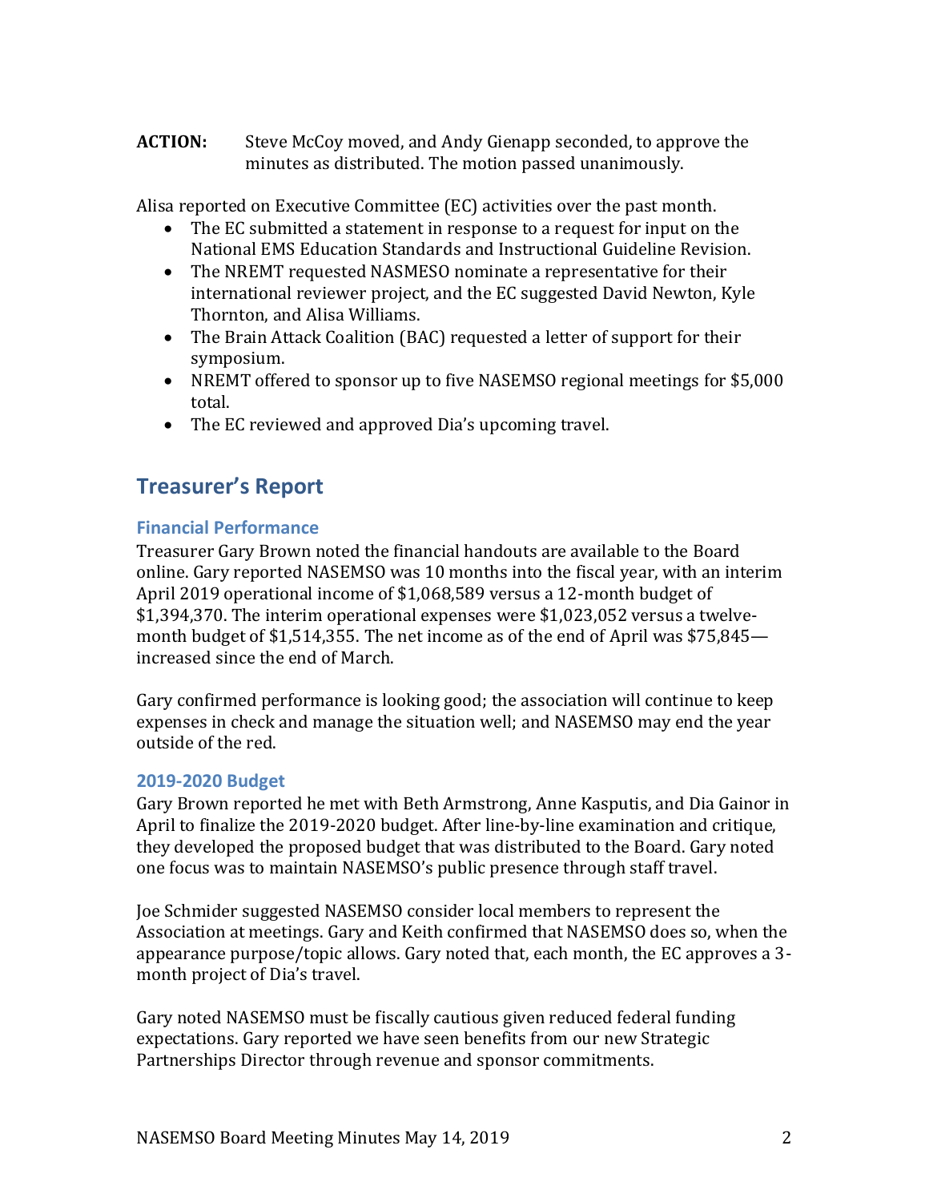**ACTION:** Steve McCoy moved, and Andy Gienapp seconded, to approve the minutes as distributed. The motion passed unanimously.

Alisa reported on Executive Committee (EC) activities over the past month.

- The EC submitted a statement in response to a request for input on the National EMS Education Standards and Instructional Guideline Revision.
- The NREMT requested NASMESO nominate a representative for their international reviewer project, and the EC suggested David Newton, Kyle Thornton, and Alisa Williams.
- The Brain Attack Coalition (BAC) requested a letter of support for their symposium.
- NREMT offered to sponsor up to five NASEMSO regional meetings for $5,000 total.
- The EC reviewed and approved Dia's upcoming travel.

## Treasurer's Report

### Financial Performance

Treasurer Gary Brown noted the financial handouts are available to the Board online. Gary reported NASEMSO was 10 months into the fiscal year, with an interim April 2019 operational income of $1,068,589 versus a 12-month budget of $1,394,370. The interim operational expenses were $1,023,052 versus a twelve-month budget of $1,514,355. The net income as of the end of April was $75,845—increased since the end of March.

Gary confirmed performance is looking good; the association will continue to keep expenses in check and manage the situation well; and NASEMSO may end the year outside of the red.

### 2019-2020 Budget

Gary Brown reported he met with Beth Armstrong, Anne Kasputis, and Dia Gainor in April to finalize the 2019-2020 budget. After line-by-line examination and critique, they developed the proposed budget that was distributed to the Board. Gary noted one focus was to maintain NASEMSO's public presence through staff travel.

Joe Schmider suggested NASEMSO consider local members to represent the Association at meetings. Gary and Keith confirmed that NASEMSO does so, when the appearance purpose/topic allows. Gary noted that, each month, the EC approves a 3-month project of Dia's travel.

Gary noted NASEMSO must be fiscally cautious given reduced federal funding expectations. Gary reported we have seen benefits from our new Strategic Partnerships Director through revenue and sponsor commitments.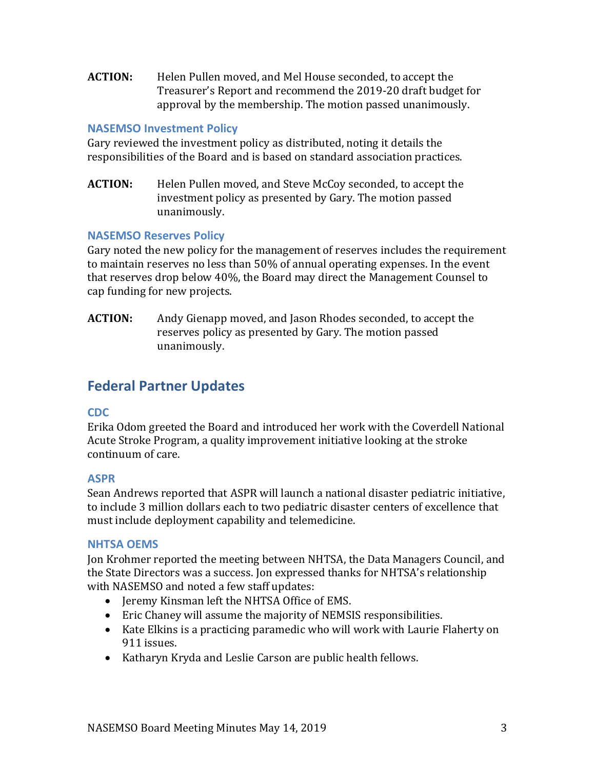**ACTION:** Helen Pullen moved, and Mel House seconded, to accept the Treasurer's Report and recommend the 2019-20 draft budget for approval by the membership. The motion passed unanimously.

### NASEMSO Investment Policy

Gary reviewed the investment policy as distributed, noting it details the responsibilities of the Board and is based on standard association practices.

**ACTION:** Helen Pullen moved, and Steve McCoy seconded, to accept the investment policy as presented by Gary. The motion passed unanimously.

### NASEMSO Reserves Policy

Gary noted the new policy for the management of reserves includes the requirement to maintain reserves no less than 50% of annual operating expenses. In the event that reserves drop below 40%, the Board may direct the Management Counsel to cap funding for new projects.

**ACTION:** Andy Gienapp moved, and Jason Rhodes seconded, to accept the reserves policy as presented by Gary. The motion passed unanimously.

## Federal Partner Updates

### CDC

Erika Odom greeted the Board and introduced her work with the Coverdell National Acute Stroke Program, a quality improvement initiative looking at the stroke continuum of care.

### ASPR

Sean Andrews reported that ASPR will launch a national disaster pediatric initiative, to include 3 million dollars each to two pediatric disaster centers of excellence that must include deployment capability and telemedicine.

### NHTSA OEMS

Jon Krohmer reported the meeting between NHTSA, the Data Managers Council, and the State Directors was a success. Jon expressed thanks for NHTSA's relationship with NASEMSO and noted a few staff updates:

- Jeremy Kinsman left the NHTSA Office of EMS.
- Eric Chaney will assume the majority of NEMSIS responsibilities.
- Kate Elkins is a practicing paramedic who will work with Laurie Flaherty on 911 issues.
- Katharyn Kryda and Leslie Carson are public health fellows.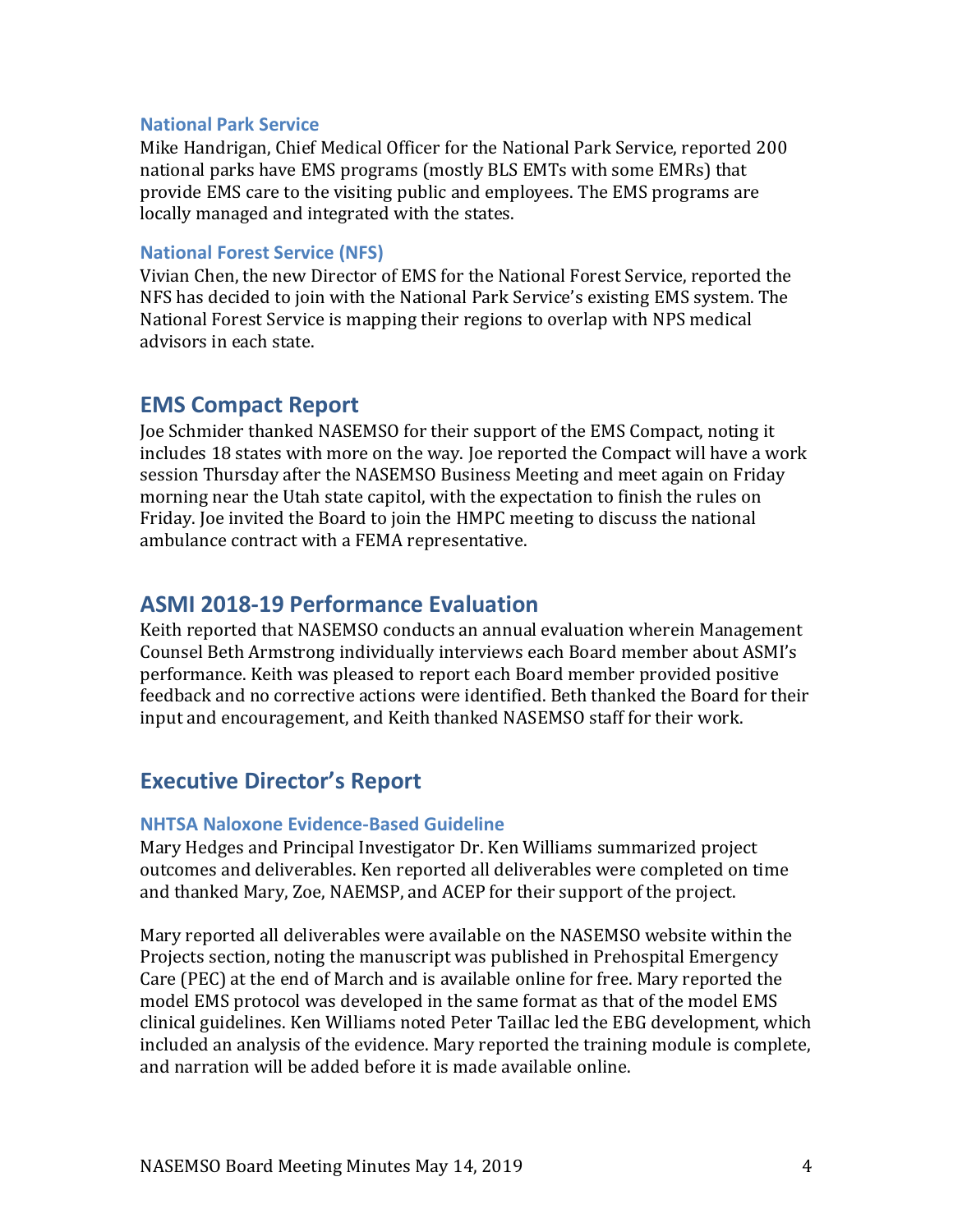### National Park Service

Mike Handrigan, Chief Medical Officer for the National Park Service, reported 200 national parks have EMS programs (mostly BLS EMTs with some EMRs) that provide EMS care to the visiting public and employees. The EMS programs are locally managed and integrated with the states.

### National Forest Service (NFS)

Vivian Chen, the new Director of EMS for the National Forest Service, reported the NFS has decided to join with the National Park Service's existing EMS system. The National Forest Service is mapping their regions to overlap with NPS medical advisors in each state.

## EMS Compact Report

Joe Schmider thanked NASEMSO for their support of the EMS Compact, noting it includes 18 states with more on the way. Joe reported the Compact will have a work session Thursday after the NASEMSO Business Meeting and meet again on Friday morning near the Utah state capitol, with the expectation to finish the rules on Friday. Joe invited the Board to join the HMPC meeting to discuss the national ambulance contract with a FEMA representative.

## ASMI 2018-19 Performance Evaluation

Keith reported that NASEMSO conducts an annual evaluation wherein Management Counsel Beth Armstrong individually interviews each Board member about ASMI's performance. Keith was pleased to report each Board member provided positive feedback and no corrective actions were identified. Beth thanked the Board for their input and encouragement, and Keith thanked NASEMSO staff for their work.

## Executive Director's Report

### NHTSA Naloxone Evidence-Based Guideline

Mary Hedges and Principal Investigator Dr. Ken Williams summarized project outcomes and deliverables. Ken reported all deliverables were completed on time and thanked Mary, Zoe, NAEMSP, and ACEP for their support of the project.

Mary reported all deliverables were available on the NASEMSO website within the Projects section, noting the manuscript was published in Prehospital Emergency Care (PEC) at the end of March and is available online for free. Mary reported the model EMS protocol was developed in the same format as that of the model EMS clinical guidelines. Ken Williams noted Peter Taillac led the EBG development, which included an analysis of the evidence. Mary reported the training module is complete, and narration will be added before it is made available online.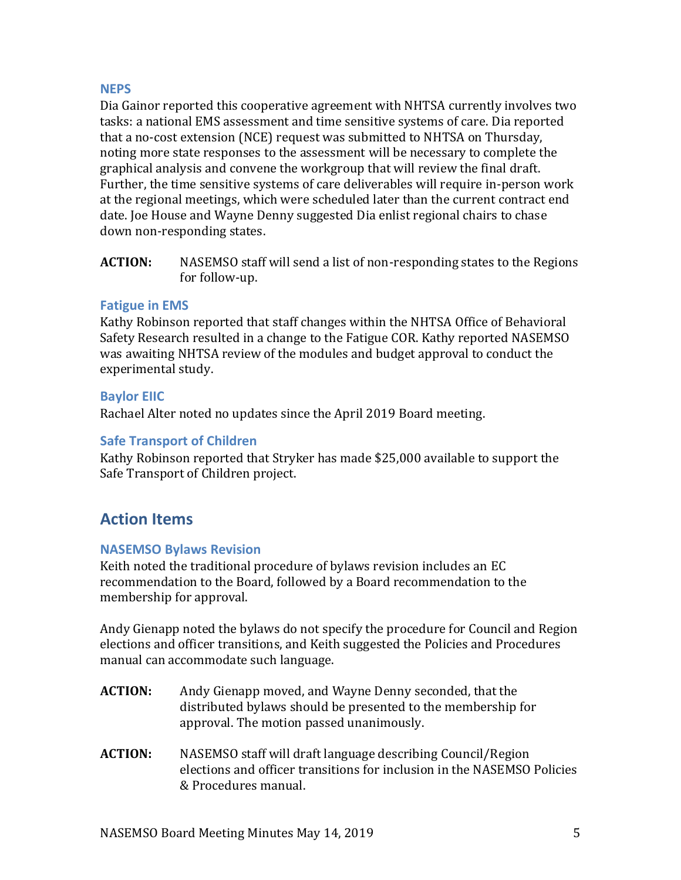### NEPS

Dia Gainor reported this cooperative agreement with NHTSA currently involves two tasks: a national EMS assessment and time sensitive systems of care. Dia reported that a no-cost extension (NCE) request was submitted to NHTSA on Thursday, noting more state responses to the assessment will be necessary to complete the graphical analysis and convene the workgroup that will review the final draft. Further, the time sensitive systems of care deliverables will require in-person work at the regional meetings, which were scheduled later than the current contract end date. Joe House and Wayne Denny suggested Dia enlist regional chairs to chase down non-responding states.

**ACTION:** NASEMSO staff will send a list of non-responding states to the Regions for follow-up.

### Fatigue in EMS

Kathy Robinson reported that staff changes within the NHTSA Office of Behavioral Safety Research resulted in a change to the Fatigue COR. Kathy reported NASEMSO was awaiting NHTSA review of the modules and budget approval to conduct the experimental study.

### Baylor EIIC

Rachael Alter noted no updates since the April 2019 Board meeting.

### Safe Transport of Children

Kathy Robinson reported that Stryker has made $25,000 available to support the Safe Transport of Children project.

## Action Items

### NASEMSO Bylaws Revision

Keith noted the traditional procedure of bylaws revision includes an EC recommendation to the Board, followed by a Board recommendation to the membership for approval.

Andy Gienapp noted the bylaws do not specify the procedure for Council and Region elections and officer transitions, and Keith suggested the Policies and Procedures manual can accommodate such language.

**ACTION:** Andy Gienapp moved, and Wayne Denny seconded, that the distributed bylaws should be presented to the membership for approval. The motion passed unanimously.

**ACTION:** NASEMSO staff will draft language describing Council/Region elections and officer transitions for inclusion in the NASEMSO Policies & Procedures manual.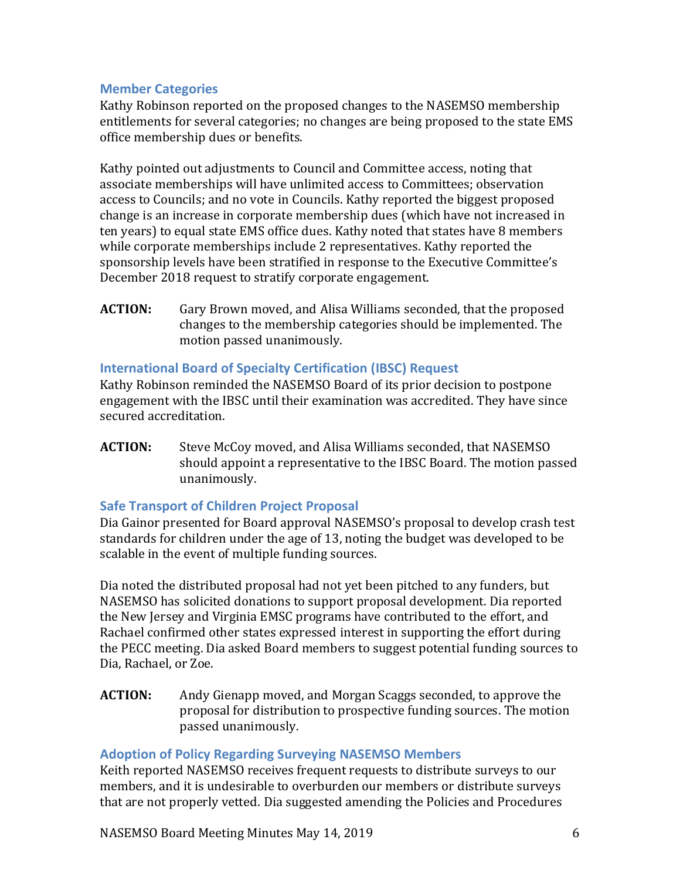### Member Categories

Kathy Robinson reported on the proposed changes to the NASEMSO membership entitlements for several categories; no changes are being proposed to the state EMS office membership dues or benefits.

Kathy pointed out adjustments to Council and Committee access, noting that associate memberships will have unlimited access to Committees; observation access to Councils; and no vote in Councils. Kathy reported the biggest proposed change is an increase in corporate membership dues (which have not increased in ten years) to equal state EMS office dues. Kathy noted that states have 8 members while corporate memberships include 2 representatives. Kathy reported the sponsorship levels have been stratified in response to the Executive Committee's December 2018 request to stratify corporate engagement.

**ACTION:** Gary Brown moved, and Alisa Williams seconded, that the proposed changes to the membership categories should be implemented. The motion passed unanimously.

### International Board of Specialty Certification (IBSC) Request

Kathy Robinson reminded the NASEMSO Board of its prior decision to postpone engagement with the IBSC until their examination was accredited. They have since secured accreditation.

**ACTION:** Steve McCoy moved, and Alisa Williams seconded, that NASEMSO should appoint a representative to the IBSC Board. The motion passed unanimously.

### Safe Transport of Children Project Proposal

Dia Gainor presented for Board approval NASEMSO's proposal to develop crash test standards for children under the age of 13, noting the budget was developed to be scalable in the event of multiple funding sources.

Dia noted the distributed proposal had not yet been pitched to any funders, but NASEMSO has solicited donations to support proposal development. Dia reported the New Jersey and Virginia EMSC programs have contributed to the effort, and Rachael confirmed other states expressed interest in supporting the effort during the PECC meeting. Dia asked Board members to suggest potential funding sources to Dia, Rachael, or Zoe.

**ACTION:** Andy Gienapp moved, and Morgan Scaggs seconded, to approve the proposal for distribution to prospective funding sources. The motion passed unanimously.

### Adoption of Policy Regarding Surveying NASEMSO Members

Keith reported NASEMSO receives frequent requests to distribute surveys to our members, and it is undesirable to overburden our members or distribute surveys that are not properly vetted. Dia suggested amending the Policies and Procedures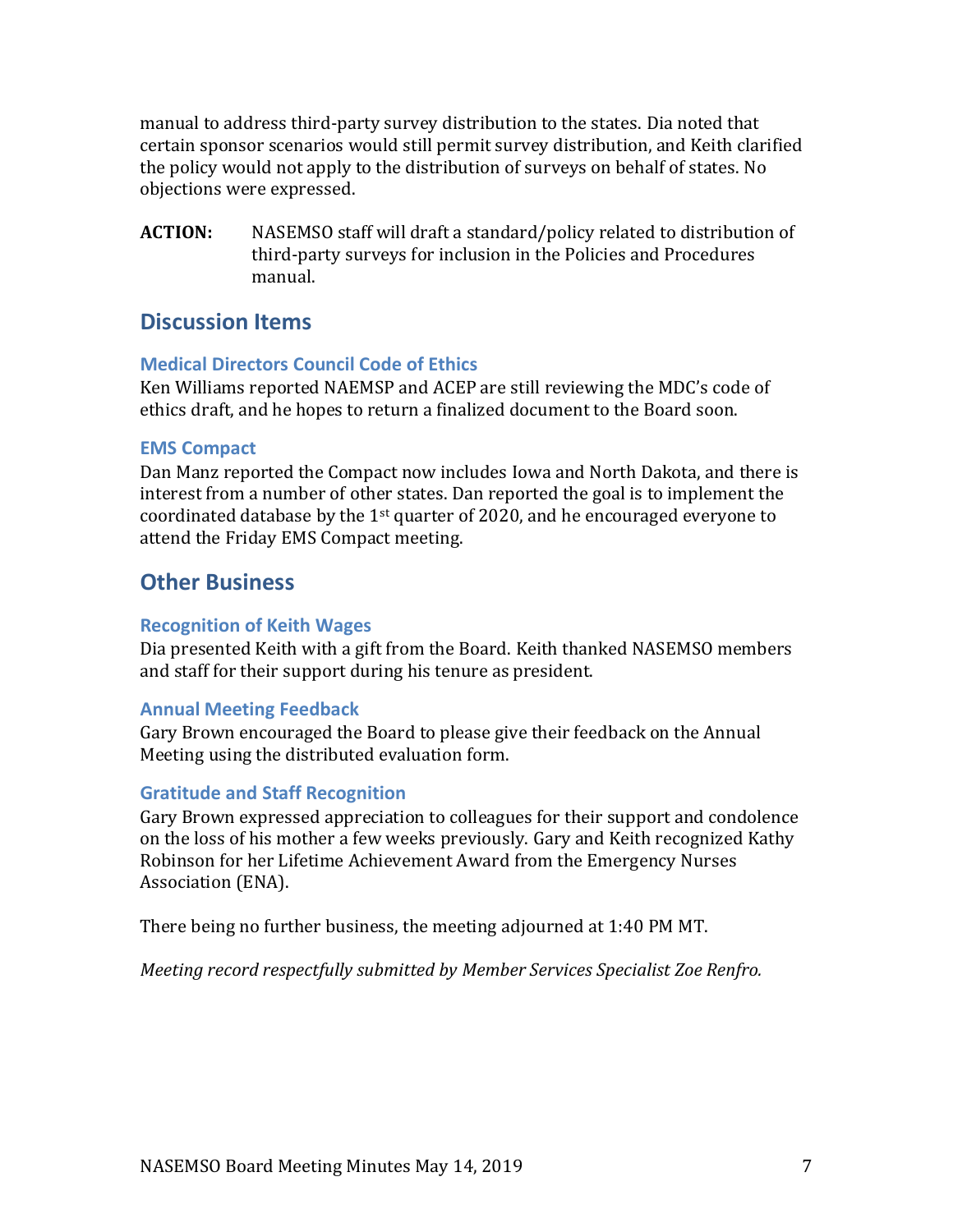manual to address third-party survey distribution to the states. Dia noted that certain sponsor scenarios would still permit survey distribution, and Keith clarified the policy would not apply to the distribution of surveys on behalf of states. No objections were expressed.

**ACTION:** NASEMSO staff will draft a standard/policy related to distribution of third-party surveys for inclusion in the Policies and Procedures manual.

## Discussion Items

### Medical Directors Council Code of Ethics

Ken Williams reported NAEMSP and ACEP are still reviewing the MDC's code of ethics draft, and he hopes to return a finalized document to the Board soon.

### EMS Compact

Dan Manz reported the Compact now includes Iowa and North Dakota, and there is interest from a number of other states. Dan reported the goal is to implement the coordinated database by the 1st quarter of 2020, and he encouraged everyone to attend the Friday EMS Compact meeting.

## Other Business

### Recognition of Keith Wages

Dia presented Keith with a gift from the Board. Keith thanked NASEMSO members and staff for their support during his tenure as president.

### Annual Meeting Feedback

Gary Brown encouraged the Board to please give their feedback on the Annual Meeting using the distributed evaluation form.

### Gratitude and Staff Recognition

Gary Brown expressed appreciation to colleagues for their support and condolence on the loss of his mother a few weeks previously. Gary and Keith recognized Kathy Robinson for her Lifetime Achievement Award from the Emergency Nurses Association (ENA).

There being no further business, the meeting adjourned at 1:40 PM MT.

*Meeting record respectfully submitted by Member Services Specialist Zoe Renfro.*